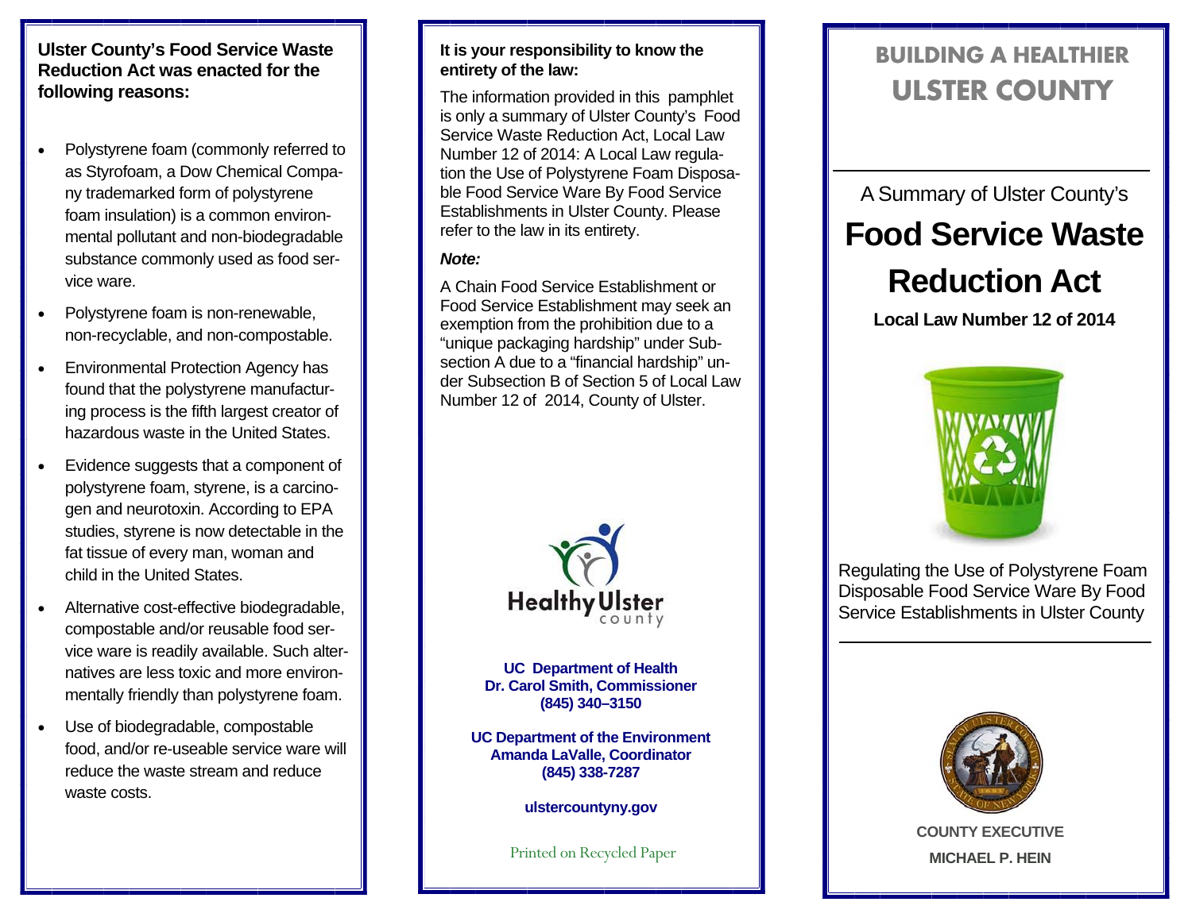**Ulster County's Food Service Waste Reduction Act was enacted for the following reasons:**

- Polystyrene foam (commonly referred to as Styrofoam, a Dow Chemical Company trademarked form of polystyrene foam insulation) is a common environmental pollutant and non-biodegradable substance commonly used as food service ware.
- Polystyrene foam is non-renewable, non-recyclable, and non-compostable.
- Environmental Protection Agency has found that the polystyrene manufacturing process is the fifth largest creator of hazardous waste in the United States.
- Evidence suggests that a component of polystyrene foam, styrene, is a carcinogen and neurotoxin. According to EPA studies, styrene is now detectable in the fat tissue of every man, woman and child in the United States.
- Alternative cost-effective biodegradable, compostable and/or reusable food service ware is readily available. Such alternatives are less toxic and more environmentally friendly than polystyrene foam.
- Use of biodegradable, compostable food, and/or re-useable service ware will reduce the waste stream and reduce waste costs.

**It is your responsibility to know the entirety of the law:**

The information provided in this pamphlet is only a summary of Ulster County's Food Service Waste Reduction Act, Local Law Number 12 of 2014: A Local Law regulation the Use of Polystyrene Foam Disposable Food Service Ware By Food Service Establishments in Ulster County. Please refer to the law in its entirety.

***Note:***

A Chain Food Service Establishment or Food Service Establishment may seek an exemption from the prohibition due to a "unique packaging hardship" under Subsection A due to a "financial hardship" under Subsection B of Section 5 of Local Law Number 12 of 2014, County of Ulster.

Healthy Ulster county

**UC Department of Health**
**Dr. Carol Smith, Commissioner**
**(845) 340–3150**

**UC Department of the Environment**
**Amanda LaValle, Coordinator**
**(845) 338-7287**

**ulstercountyny.gov**

Printed on Recycled Paper

## BUILDING A HEALTHIER ULSTER COUNTY

A Summary of Ulster County's

# Food Service Waste Reduction Act

**Local Law Number 12 of 2014**

Regulating the Use of Polystyrene Foam Disposable Food Service Ware By Food Service Establishments in Ulster County

**COUNTY EXECUTIVE**
**MICHAEL P. HEIN**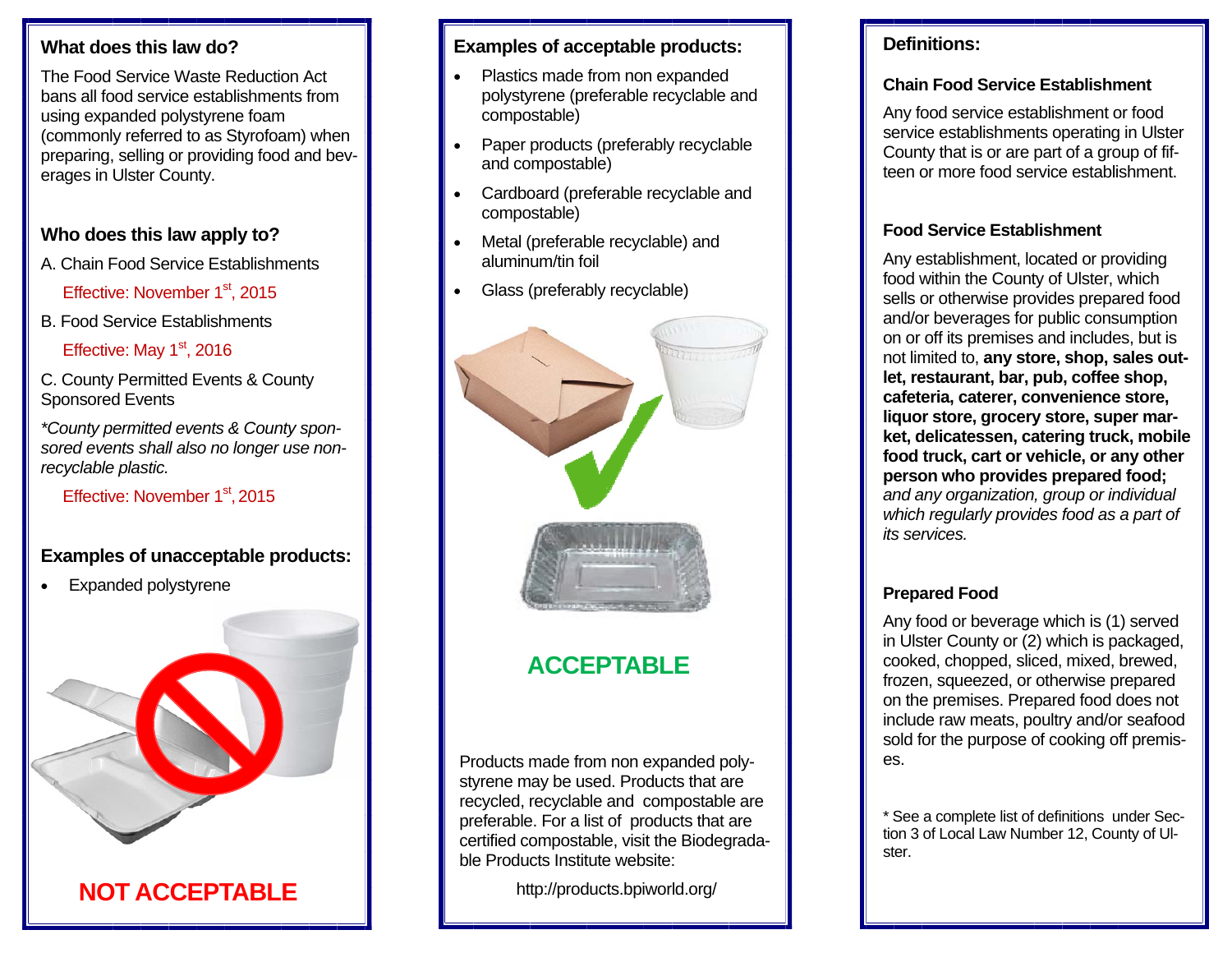## What does this law do?

The Food Service Waste Reduction Act bans all food service establishments from using expanded polystyrene foam (commonly referred to as Styrofoam) when preparing, selling or providing food and beverages in Ulster County.

## Who does this law apply to?

A. Chain Food Service Establishments

Effective: November 1st, 2015

B. Food Service Establishments

Effective: May 1st, 2016

C. County Permitted Events & County Sponsored Events

*\*County permitted events & County sponsored events shall also no longer use non-recyclable plastic.*

Effective: November 1st, 2015

## Examples of unacceptable products:

- Expanded polystyrene

NOT ACCEPTABLE

## Examples of acceptable products:

- Plastics made from non expanded polystyrene (preferable recyclable and compostable)
- Paper products (preferably recyclable and compostable)
- Cardboard (preferable recyclable and compostable)
- Metal (preferable recyclable) and aluminum/tin foil
- Glass (preferably recyclable)

ACCEPTABLE

Products made from non expanded polystyrene may be used. Products that are recycled, recyclable and compostable are preferable. For a list of products that are certified compostable, visit the Biodegradable Products Institute website:

http://products.bpiworld.org/

## Definitions:

### Chain Food Service Establishment

Any food service establishment or food service establishments operating in Ulster County that is or are part of a group of fifteen or more food service establishment.

### Food Service Establishment

Any establishment, located or providing food within the County of Ulster, which sells or otherwise provides prepared food and/or beverages for public consumption on or off its premises and includes, but is not limited to, **any store, shop, sales outlet, restaurant, bar, pub, coffee shop, cafeteria, caterer, convenience store, liquor store, grocery store, super market, delicatessen, catering truck, mobile food truck, cart or vehicle, or any other person who provides prepared food;** *and any organization, group or individual which regularly provides food as a part of its services.*

### Prepared Food

Any food or beverage which is (1) served in Ulster County or (2) which is packaged, cooked, chopped, sliced, mixed, brewed, frozen, squeezed, or otherwise prepared on the premises. Prepared food does not include raw meats, poultry and/or seafood sold for the purpose of cooking off premises.

\* See a complete list of definitions under Section 3 of Local Law Number 12, County of Ulster.